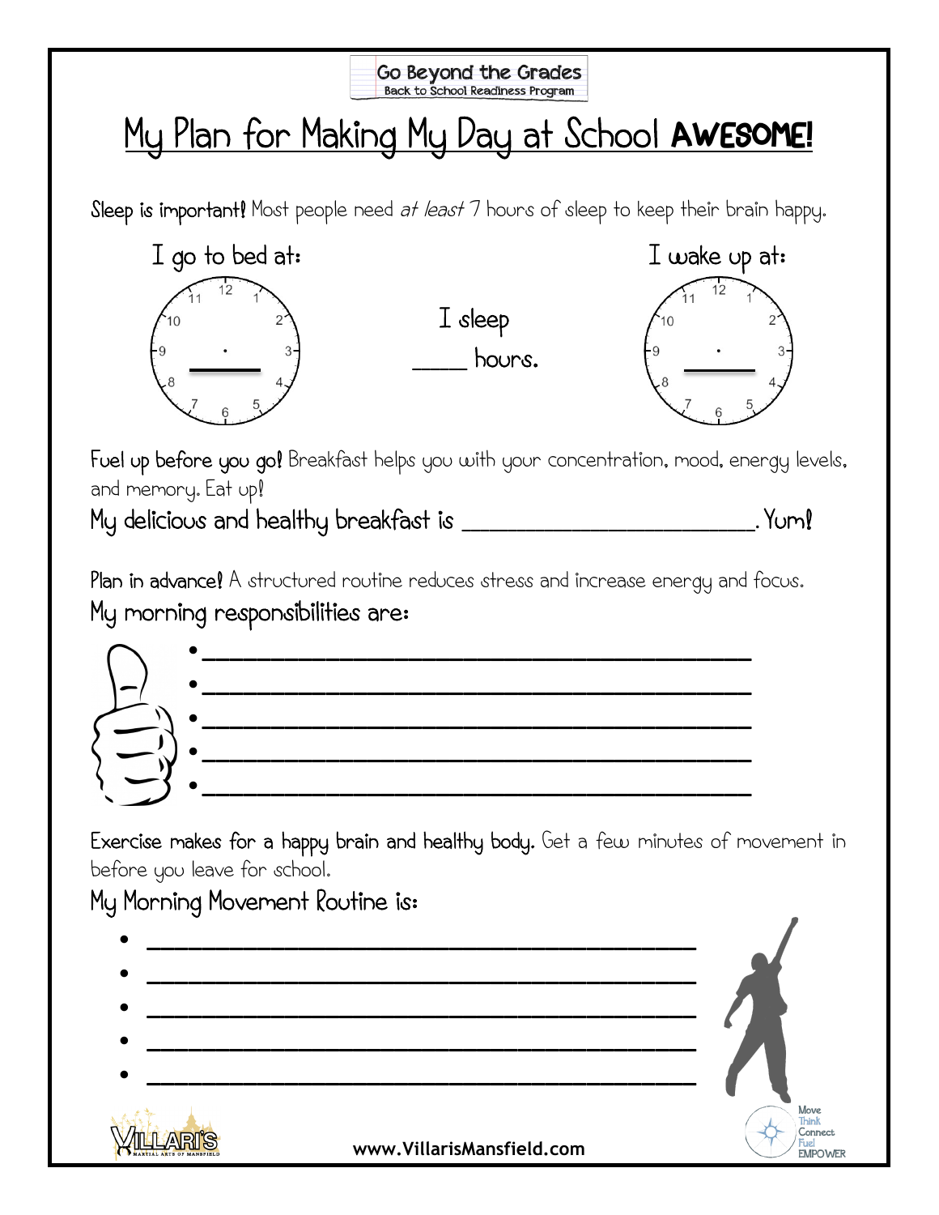Go Beyond the Grades
Back to School Readiness Program

# My Plan for Making My Day at School **AWESOME!**

**Sleep is important!** Most people need *at least* 7 hours of sleep to keep their brain happy.

I go to bed at: ______

I sleep _____ hours.

I wake up at: ______

**Fuel up before you go!** Breakfast helps you with your concentration, mood, energy levels, and memory. Eat up!

**My delicious and healthy breakfast is ________________________. Yum!**

**Plan in advance!** A structured routine reduces stress and increase energy and focus.

## My morning responsibilities are:

- ____________________________________________
- ____________________________________________
- ____________________________________________
- ____________________________________________
- ____________________________________________

**Exercise makes for a happy brain and healthy body.** Get a few minutes of movement in before you leave for school.

## My Morning Movement Routine is:

- ____________________________________________
- ____________________________________________
- ____________________________________________
- ____________________________________________
- ____________________________________________

Villari's Martial Arts of Mansfield

www.VillarisMansfield.com

Move Think Connect Fuel EMPOWER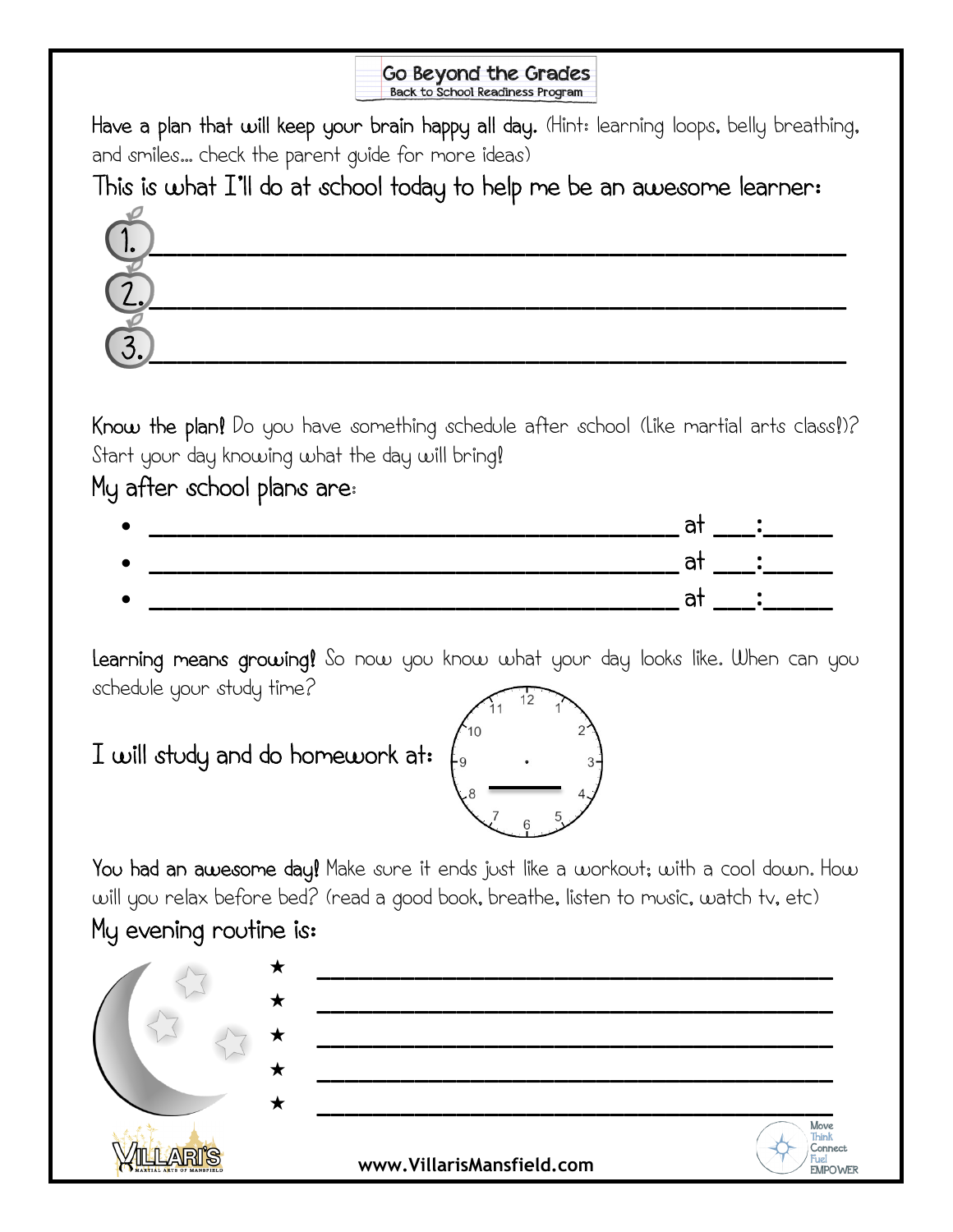**Go Beyond the Grades**
Back to School Readiness Program

**Have a plan that will keep your brain happy all day.** (Hint: learning loops, belly breathing, and smiles… check the parent guide for more ideas)

This is what I'll do at school today to help me be an awesome learner:

1. ________________________________________________
2. ________________________________________________
3. ________________________________________________

**Know the plan!** Do you have something schedule after school (Like martial arts class!)? Start your day knowing what the day will bring!

My after school plans are:

- ________________________________ at ___:_____
- ________________________________ at ___:_____
- ________________________________ at ___:_____

**Learning means growing!** So now you know what your day looks like. When can you schedule your study time?

I will study and do homework at:

12
1
2
3
4
5
6
7
8
9
10
11

**You had an awesome day!** Make sure it ends just like a workout; with a cool down. How will you relax before bed? (read a good book, breathe, listen to music, watch tv, etc)

My evening routine is:

★ ________________________________
★ ________________________________
★ ________________________________
★ ________________________________
★ ________________________________

VILLARI'S MARTIAL ARTS OF MANSFIELD

www.VillarisMansfield.com

Move Think Connect Fuel EMPOWER